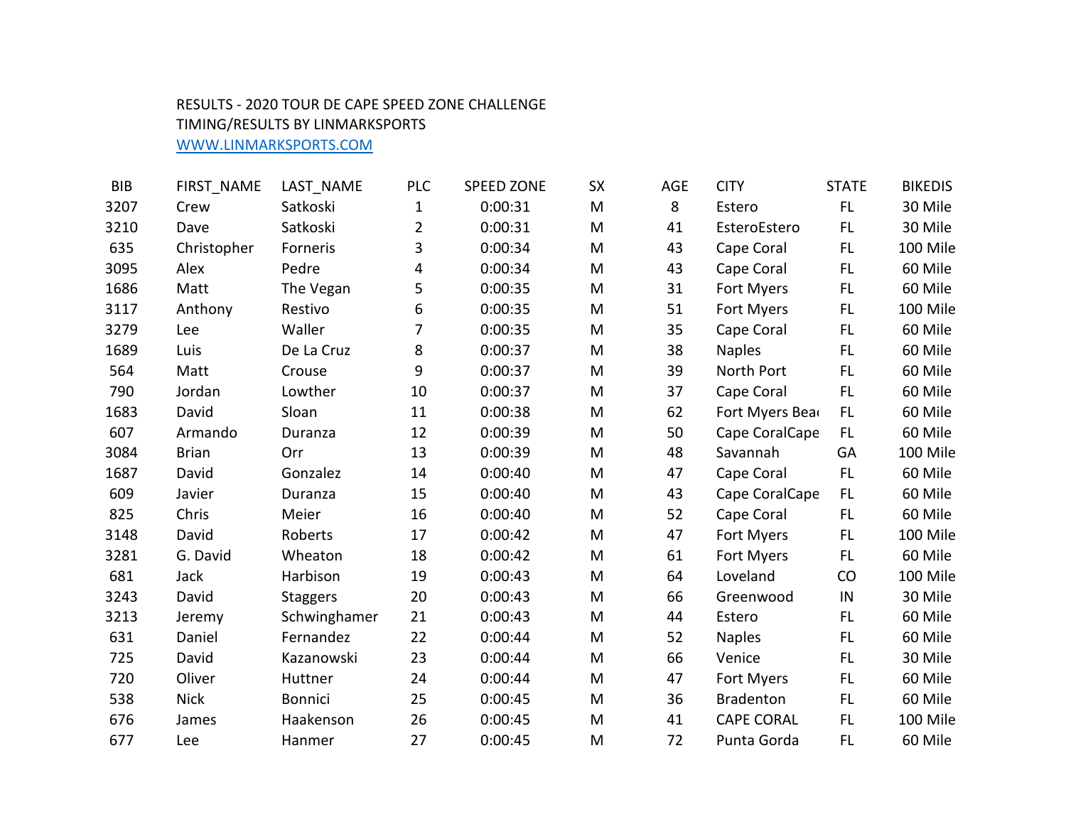RESULTS - 2020 TOUR DE CAPE SPEED ZONE CHALLENGE
TIMING/RESULTS BY LINMARKSPORTS
WWW.LINMARKSPORTS.COM

| BIB | FIRST_NAME | LAST_NAME | PLC | SPEED ZONE | SX | AGE | CITY | STATE | BIKEDIS |
|---|---|---|---|---|---|---|---|---|---|
| 3207 | Crew | Satkoski | 1 | 0:00:31 | M | 8 | Estero | FL | 30 Mile |
| 3210 | Dave | Satkoski | 2 | 0:00:31 | M | 41 | EsteroEstero | FL | 30 Mile |
| 635 | Christopher | Forneris | 3 | 0:00:34 | M | 43 | Cape Coral | FL | 100 Mile |
| 3095 | Alex | Pedre | 4 | 0:00:34 | M | 43 | Cape Coral | FL | 60 Mile |
| 1686 | Matt | The Vegan | 5 | 0:00:35 | M | 31 | Fort Myers | FL | 60 Mile |
| 3117 | Anthony | Restivo | 6 | 0:00:35 | M | 51 | Fort Myers | FL | 100 Mile |
| 3279 | Lee | Waller | 7 | 0:00:35 | M | 35 | Cape Coral | FL | 60 Mile |
| 1689 | Luis | De La Cruz | 8 | 0:00:37 | M | 38 | Naples | FL | 60 Mile |
| 564 | Matt | Crouse | 9 | 0:00:37 | M | 39 | North Port | FL | 60 Mile |
| 790 | Jordan | Lowther | 10 | 0:00:37 | M | 37 | Cape Coral | FL | 60 Mile |
| 1683 | David | Sloan | 11 | 0:00:38 | M | 62 | Fort Myers Bea | FL | 60 Mile |
| 607 | Armando | Duranza | 12 | 0:00:39 | M | 50 | Cape CoralCape | FL | 60 Mile |
| 3084 | Brian | Orr | 13 | 0:00:39 | M | 48 | Savannah | GA | 100 Mile |
| 1687 | David | Gonzalez | 14 | 0:00:40 | M | 47 | Cape Coral | FL | 60 Mile |
| 609 | Javier | Duranza | 15 | 0:00:40 | M | 43 | Cape CoralCape | FL | 60 Mile |
| 825 | Chris | Meier | 16 | 0:00:40 | M | 52 | Cape Coral | FL | 60 Mile |
| 3148 | David | Roberts | 17 | 0:00:42 | M | 47 | Fort Myers | FL | 100 Mile |
| 3281 | G. David | Wheaton | 18 | 0:00:42 | M | 61 | Fort Myers | FL | 60 Mile |
| 681 | Jack | Harbison | 19 | 0:00:43 | M | 64 | Loveland | CO | 100 Mile |
| 3243 | David | Staggers | 20 | 0:00:43 | M | 66 | Greenwood | IN | 30 Mile |
| 3213 | Jeremy | Schwinghamer | 21 | 0:00:43 | M | 44 | Estero | FL | 60 Mile |
| 631 | Daniel | Fernandez | 22 | 0:00:44 | M | 52 | Naples | FL | 60 Mile |
| 725 | David | Kazanowski | 23 | 0:00:44 | M | 66 | Venice | FL | 30 Mile |
| 720 | Oliver | Huttner | 24 | 0:00:44 | M | 47 | Fort Myers | FL | 60 Mile |
| 538 | Nick | Bonnici | 25 | 0:00:45 | M | 36 | Bradenton | FL | 60 Mile |
| 676 | James | Haakenson | 26 | 0:00:45 | M | 41 | CAPE CORAL | FL | 100 Mile |
| 677 | Lee | Hanmer | 27 | 0:00:45 | M | 72 | Punta Gorda | FL | 60 Mile |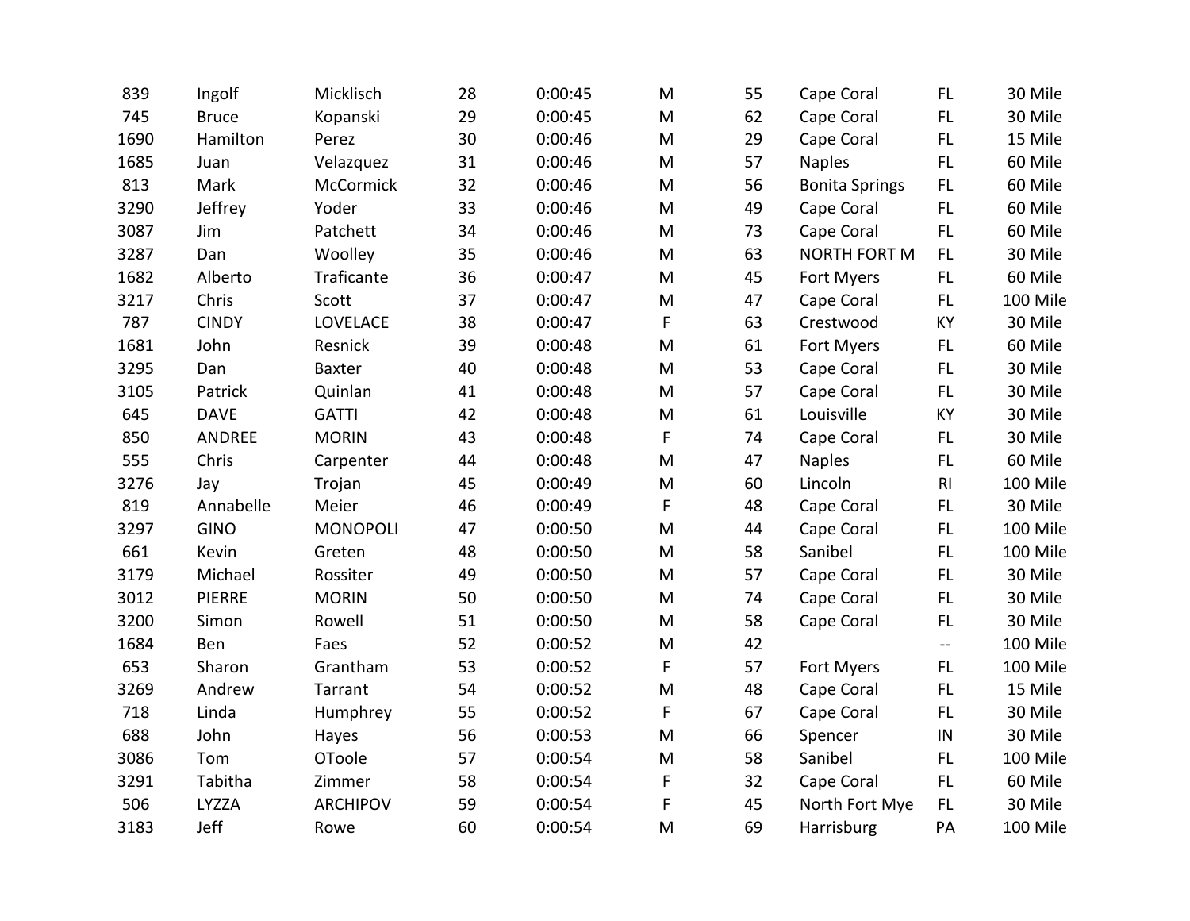| | | | | | | | | | |
|---|---|---|---|---|---|---|---|---|---|
| 839 | Ingolf | Micklisch | 28 | 0:00:45 | M | 55 | Cape Coral | FL | 30 Mile |
| 745 | Bruce | Kopanski | 29 | 0:00:45 | M | 62 | Cape Coral | FL | 30 Mile |
| 1690 | Hamilton | Perez | 30 | 0:00:46 | M | 29 | Cape Coral | FL | 15 Mile |
| 1685 | Juan | Velazquez | 31 | 0:00:46 | M | 57 | Naples | FL | 60 Mile |
| 813 | Mark | McCormick | 32 | 0:00:46 | M | 56 | Bonita Springs | FL | 60 Mile |
| 3290 | Jeffrey | Yoder | 33 | 0:00:46 | M | 49 | Cape Coral | FL | 60 Mile |
| 3087 | Jim | Patchett | 34 | 0:00:46 | M | 73 | Cape Coral | FL | 60 Mile |
| 3287 | Dan | Woolley | 35 | 0:00:46 | M | 63 | NORTH FORT M | FL | 30 Mile |
| 1682 | Alberto | Traficante | 36 | 0:00:47 | M | 45 | Fort Myers | FL | 60 Mile |
| 3217 | Chris | Scott | 37 | 0:00:47 | M | 47 | Cape Coral | FL | 100 Mile |
| 787 | CINDY | LOVELACE | 38 | 0:00:47 | F | 63 | Crestwood | KY | 30 Mile |
| 1681 | John | Resnick | 39 | 0:00:48 | M | 61 | Fort Myers | FL | 60 Mile |
| 3295 | Dan | Baxter | 40 | 0:00:48 | M | 53 | Cape Coral | FL | 30 Mile |
| 3105 | Patrick | Quinlan | 41 | 0:00:48 | M | 57 | Cape Coral | FL | 30 Mile |
| 645 | DAVE | GATTI | 42 | 0:00:48 | M | 61 | Louisville | KY | 30 Mile |
| 850 | ANDREE | MORIN | 43 | 0:00:48 | F | 74 | Cape Coral | FL | 30 Mile |
| 555 | Chris | Carpenter | 44 | 0:00:48 | M | 47 | Naples | FL | 60 Mile |
| 3276 | Jay | Trojan | 45 | 0:00:49 | M | 60 | Lincoln | RI | 100 Mile |
| 819 | Annabelle | Meier | 46 | 0:00:49 | F | 48 | Cape Coral | FL | 30 Mile |
| 3297 | GINO | MONOPOLI | 47 | 0:00:50 | M | 44 | Cape Coral | FL | 100 Mile |
| 661 | Kevin | Greten | 48 | 0:00:50 | M | 58 | Sanibel | FL | 100 Mile |
| 3179 | Michael | Rossiter | 49 | 0:00:50 | M | 57 | Cape Coral | FL | 30 Mile |
| 3012 | PIERRE | MORIN | 50 | 0:00:50 | M | 74 | Cape Coral | FL | 30 Mile |
| 3200 | Simon | Rowell | 51 | 0:00:50 | M | 58 | Cape Coral | FL | 30 Mile |
| 1684 | Ben | Faes | 52 | 0:00:52 | M | 42 | | -- | 100 Mile |
| 653 | Sharon | Grantham | 53 | 0:00:52 | F | 57 | Fort Myers | FL | 100 Mile |
| 3269 | Andrew | Tarrant | 54 | 0:00:52 | M | 48 | Cape Coral | FL | 15 Mile |
| 718 | Linda | Humphrey | 55 | 0:00:52 | F | 67 | Cape Coral | FL | 30 Mile |
| 688 | John | Hayes | 56 | 0:00:53 | M | 66 | Spencer | IN | 30 Mile |
| 3086 | Tom | OToole | 57 | 0:00:54 | M | 58 | Sanibel | FL | 100 Mile |
| 3291 | Tabitha | Zimmer | 58 | 0:00:54 | F | 32 | Cape Coral | FL | 60 Mile |
| 506 | LYZZA | ARCHIPOV | 59 | 0:00:54 | F | 45 | North Fort Mye | FL | 30 Mile |
| 3183 | Jeff | Rowe | 60 | 0:00:54 | M | 69 | Harrisburg | PA | 100 Mile |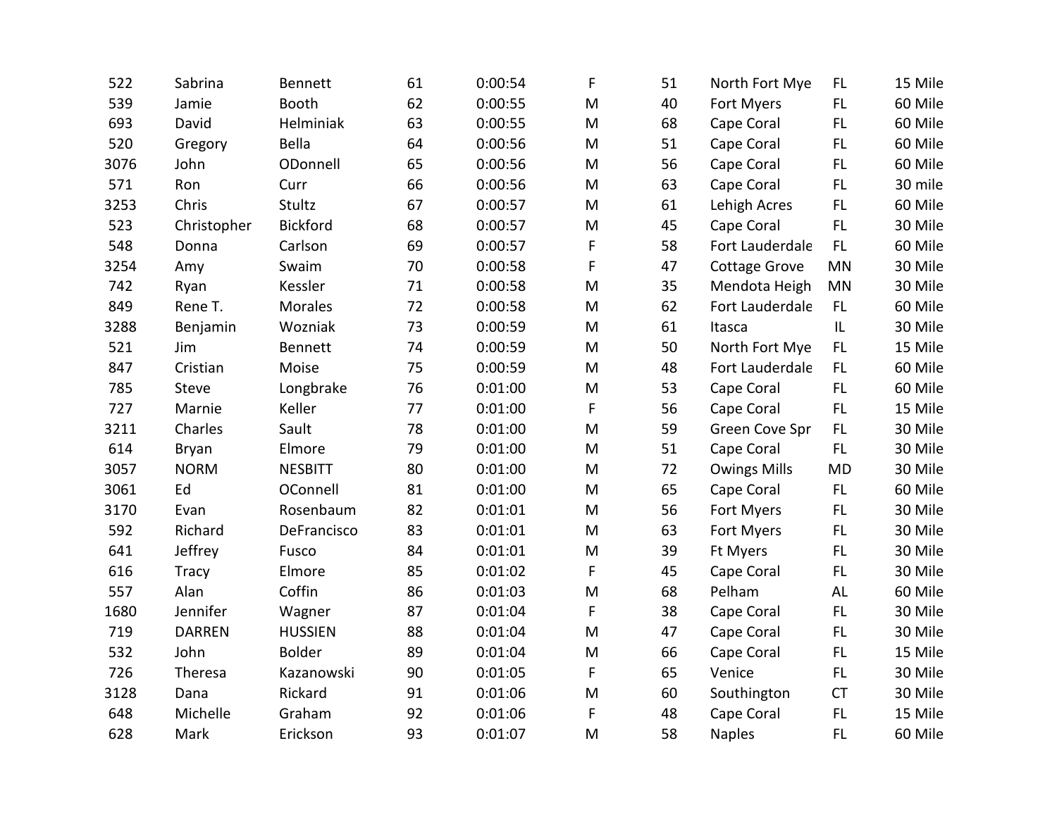| | | | | | | | | | |
|---|---|---|---|---|---|---|---|---|---|
| 522 | Sabrina | Bennett | 61 | 0:00:54 | F | 51 | North Fort Mye | FL | 15 Mile |
| 539 | Jamie | Booth | 62 | 0:00:55 | M | 40 | Fort Myers | FL | 60 Mile |
| 693 | David | Helminiak | 63 | 0:00:55 | M | 68 | Cape Coral | FL | 60 Mile |
| 520 | Gregory | Bella | 64 | 0:00:56 | M | 51 | Cape Coral | FL | 60 Mile |
| 3076 | John | ODonnell | 65 | 0:00:56 | M | 56 | Cape Coral | FL | 60 Mile |
| 571 | Ron | Curr | 66 | 0:00:56 | M | 63 | Cape Coral | FL | 30 mile |
| 3253 | Chris | Stultz | 67 | 0:00:57 | M | 61 | Lehigh Acres | FL | 60 Mile |
| 523 | Christopher | Bickford | 68 | 0:00:57 | M | 45 | Cape Coral | FL | 30 Mile |
| 548 | Donna | Carlson | 69 | 0:00:57 | F | 58 | Fort Lauderdale | FL | 60 Mile |
| 3254 | Amy | Swaim | 70 | 0:00:58 | F | 47 | Cottage Grove | MN | 30 Mile |
| 742 | Ryan | Kessler | 71 | 0:00:58 | M | 35 | Mendota Heigh | MN | 30 Mile |
| 849 | Rene T. | Morales | 72 | 0:00:58 | M | 62 | Fort Lauderdale | FL | 60 Mile |
| 3288 | Benjamin | Wozniak | 73 | 0:00:59 | M | 61 | Itasca | IL | 30 Mile |
| 521 | Jim | Bennett | 74 | 0:00:59 | M | 50 | North Fort Mye | FL | 15 Mile |
| 847 | Cristian | Moise | 75 | 0:00:59 | M | 48 | Fort Lauderdale | FL | 60 Mile |
| 785 | Steve | Longbrake | 76 | 0:01:00 | M | 53 | Cape Coral | FL | 60 Mile |
| 727 | Marnie | Keller | 77 | 0:01:00 | F | 56 | Cape Coral | FL | 15 Mile |
| 3211 | Charles | Sault | 78 | 0:01:00 | M | 59 | Green Cove Spr | FL | 30 Mile |
| 614 | Bryan | Elmore | 79 | 0:01:00 | M | 51 | Cape Coral | FL | 30 Mile |
| 3057 | NORM | NESBITT | 80 | 0:01:00 | M | 72 | Owings Mills | MD | 30 Mile |
| 3061 | Ed | OConnell | 81 | 0:01:00 | M | 65 | Cape Coral | FL | 60 Mile |
| 3170 | Evan | Rosenbaum | 82 | 0:01:01 | M | 56 | Fort Myers | FL | 30 Mile |
| 592 | Richard | DeFrancisco | 83 | 0:01:01 | M | 63 | Fort Myers | FL | 30 Mile |
| 641 | Jeffrey | Fusco | 84 | 0:01:01 | M | 39 | Ft Myers | FL | 30 Mile |
| 616 | Tracy | Elmore | 85 | 0:01:02 | F | 45 | Cape Coral | FL | 30 Mile |
| 557 | Alan | Coffin | 86 | 0:01:03 | M | 68 | Pelham | AL | 60 Mile |
| 1680 | Jennifer | Wagner | 87 | 0:01:04 | F | 38 | Cape Coral | FL | 30 Mile |
| 719 | DARREN | HUSSIEN | 88 | 0:01:04 | M | 47 | Cape Coral | FL | 30 Mile |
| 532 | John | Bolder | 89 | 0:01:04 | M | 66 | Cape Coral | FL | 15 Mile |
| 726 | Theresa | Kazanowski | 90 | 0:01:05 | F | 65 | Venice | FL | 30 Mile |
| 3128 | Dana | Rickard | 91 | 0:01:06 | M | 60 | Southington | CT | 30 Mile |
| 648 | Michelle | Graham | 92 | 0:01:06 | F | 48 | Cape Coral | FL | 15 Mile |
| 628 | Mark | Erickson | 93 | 0:01:07 | M | 58 | Naples | FL | 60 Mile |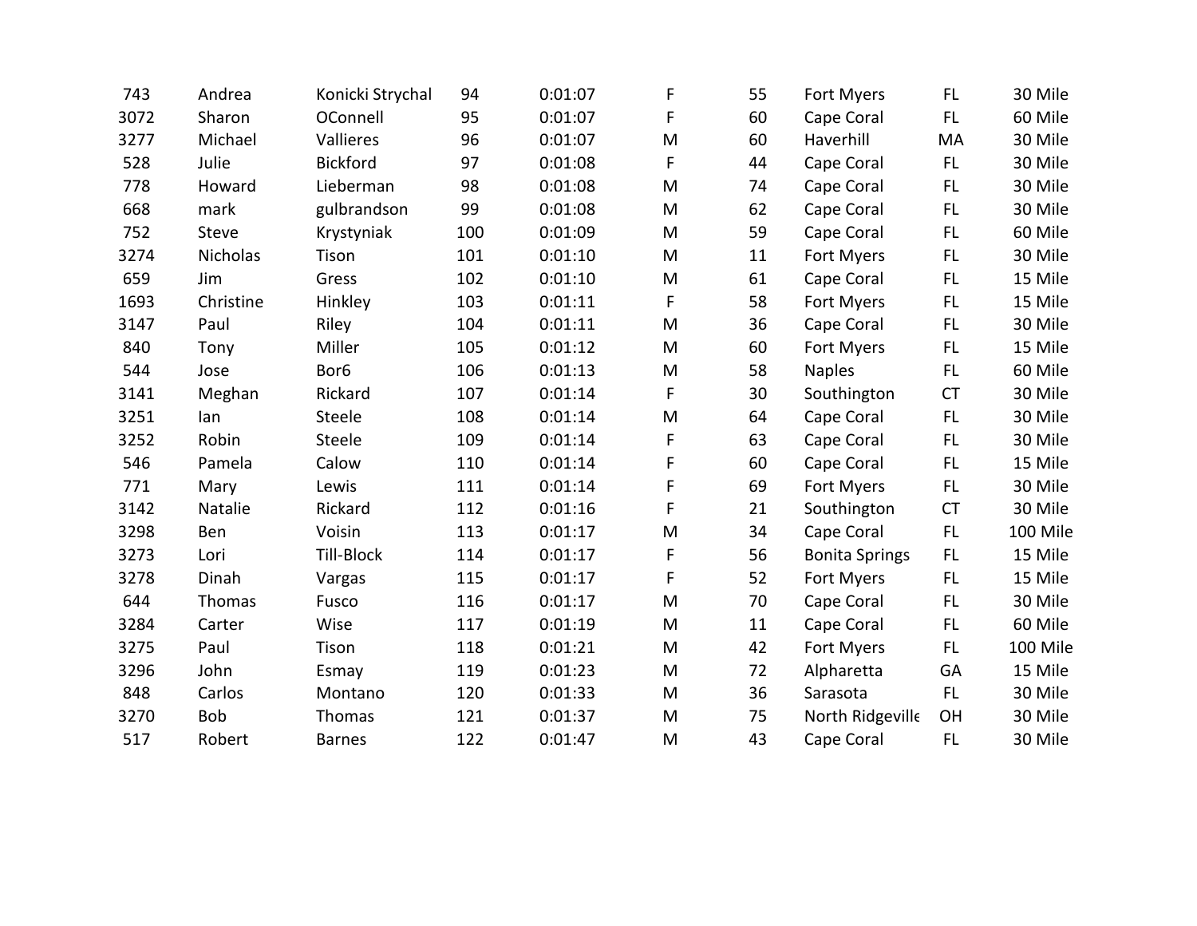| | | | | | | | | | |
|---|---|---|---|---|---|---|---|---|---|
| 743 | Andrea | Konicki Strychal | 94 | 0:01:07 | F | 55 | Fort Myers | FL | 30 Mile |
| 3072 | Sharon | OConnell | 95 | 0:01:07 | F | 60 | Cape Coral | FL | 60 Mile |
| 3277 | Michael | Vallieres | 96 | 0:01:07 | M | 60 | Haverhill | MA | 30 Mile |
| 528 | Julie | Bickford | 97 | 0:01:08 | F | 44 | Cape Coral | FL | 30 Mile |
| 778 | Howard | Lieberman | 98 | 0:01:08 | M | 74 | Cape Coral | FL | 30 Mile |
| 668 | mark | gulbrandson | 99 | 0:01:08 | M | 62 | Cape Coral | FL | 30 Mile |
| 752 | Steve | Krystyniak | 100 | 0:01:09 | M | 59 | Cape Coral | FL | 60 Mile |
| 3274 | Nicholas | Tison | 101 | 0:01:10 | M | 11 | Fort Myers | FL | 30 Mile |
| 659 | Jim | Gress | 102 | 0:01:10 | M | 61 | Cape Coral | FL | 15 Mile |
| 1693 | Christine | Hinkley | 103 | 0:01:11 | F | 58 | Fort Myers | FL | 15 Mile |
| 3147 | Paul | Riley | 104 | 0:01:11 | M | 36 | Cape Coral | FL | 30 Mile |
| 840 | Tony | Miller | 105 | 0:01:12 | M | 60 | Fort Myers | FL | 15 Mile |
| 544 | Jose | Bor6 | 106 | 0:01:13 | M | 58 | Naples | FL | 60 Mile |
| 3141 | Meghan | Rickard | 107 | 0:01:14 | F | 30 | Southington | CT | 30 Mile |
| 3251 | Ian | Steele | 108 | 0:01:14 | M | 64 | Cape Coral | FL | 30 Mile |
| 3252 | Robin | Steele | 109 | 0:01:14 | F | 63 | Cape Coral | FL | 30 Mile |
| 546 | Pamela | Calow | 110 | 0:01:14 | F | 60 | Cape Coral | FL | 15 Mile |
| 771 | Mary | Lewis | 111 | 0:01:14 | F | 69 | Fort Myers | FL | 30 Mile |
| 3142 | Natalie | Rickard | 112 | 0:01:16 | F | 21 | Southington | CT | 30 Mile |
| 3298 | Ben | Voisin | 113 | 0:01:17 | M | 34 | Cape Coral | FL | 100 Mile |
| 3273 | Lori | Till-Block | 114 | 0:01:17 | F | 56 | Bonita Springs | FL | 15 Mile |
| 3278 | Dinah | Vargas | 115 | 0:01:17 | F | 52 | Fort Myers | FL | 15 Mile |
| 644 | Thomas | Fusco | 116 | 0:01:17 | M | 70 | Cape Coral | FL | 30 Mile |
| 3284 | Carter | Wise | 117 | 0:01:19 | M | 11 | Cape Coral | FL | 60 Mile |
| 3275 | Paul | Tison | 118 | 0:01:21 | M | 42 | Fort Myers | FL | 100 Mile |
| 3296 | John | Esmay | 119 | 0:01:23 | M | 72 | Alpharetta | GA | 15 Mile |
| 848 | Carlos | Montano | 120 | 0:01:33 | M | 36 | Sarasota | FL | 30 Mile |
| 3270 | Bob | Thomas | 121 | 0:01:37 | M | 75 | North Ridgeville | OH | 30 Mile |
| 517 | Robert | Barnes | 122 | 0:01:47 | M | 43 | Cape Coral | FL | 30 Mile |